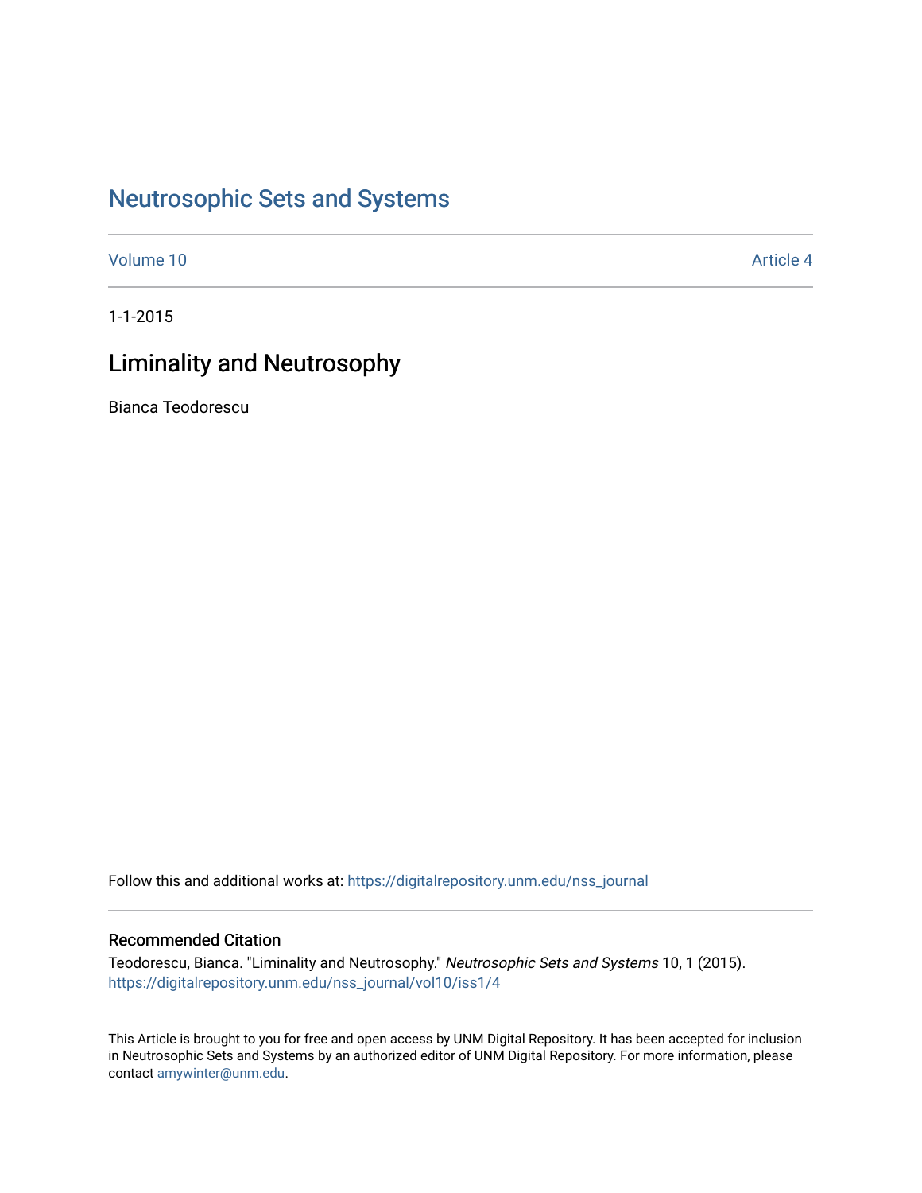# Neutrosophic Sets and Systems

Volume 10

Article 4

1-1-2015

## Liminality and Neutrosophy

Bianca Teodorescu

Follow this and additional works at: https://digitalrepository.unm.edu/nss_journal

### Recommended Citation

Teodorescu, Bianca. "Liminality and Neutrosophy." *Neutrosophic Sets and Systems* 10, 1 (2015). https://digitalrepository.unm.edu/nss_journal/vol10/iss1/4

This Article is brought to you for free and open access by UNM Digital Repository. It has been accepted for inclusion in Neutrosophic Sets and Systems by an authorized editor of UNM Digital Repository. For more information, please contact amywinter@unm.edu.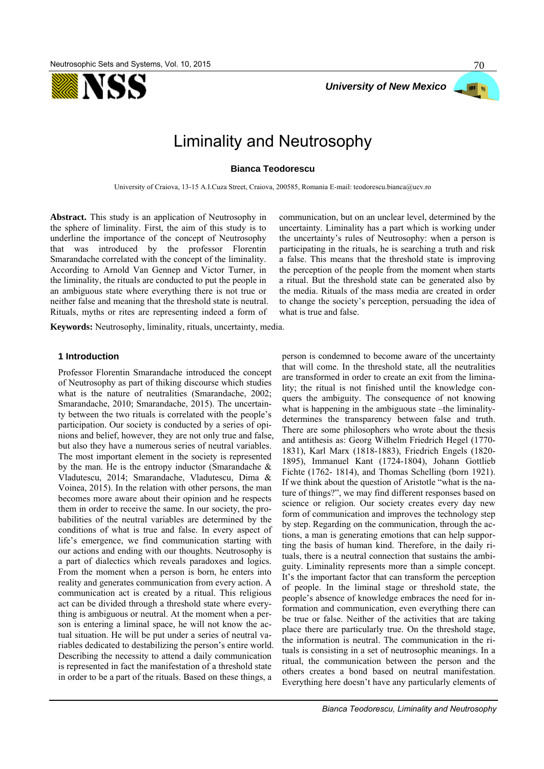# Liminality and Neutrosophy

**Bianca Teodorescu**

University of Craiova, 13-15 A.I.Cuza Street, Craiova, 200585, Romania E-mail: teodorescu.bianca@ucv.ro

**Abstract.** This study is an application of Neutrosophy in the sphere of liminality. First, the aim of this study is to underline the importance of the concept of Neutrosophy that was introduced by the professor Florentin Smarandache correlated with the concept of the liminality. According to Arnold Van Gennep and Victor Turner, in the liminality, the rituals are conducted to put the people in an ambiguous state where everything there is not true or neither false and meaning that the threshold state is neutral. Rituals, myths or rites are representing indeed a form of communication, but on an unclear level, determined by the uncertainty. Liminality has a part which is working under the uncertainty's rules of Neutrosophy: when a person is participating in the rituals, he is searching a truth and risk a false. This means that the threshold state is improving the perception of the people from the moment when starts a ritual. But the threshold state can be generated also by the media. Rituals of the mass media are created in order to change the society's perception, persuading the idea of what is true and false.

**Keywords:** Neutrosophy, liminality, rituals, uncertainty, media.

## 1 Introduction

Professor Florentin Smarandache introduced the concept of Neutrosophy as part of thiking discourse which studies what is the nature of neutralities (Smarandache, 2002; Smarandache, 2010; Smarandache, 2015). The uncertainty between the two rituals is correlated with the people's participation. Our society is conducted by a series of opinions and belief, however, they are not only true and false, but also they have a numerous series of neutral variables. The most important element in the society is represented by the man. He is the entropy inductor (Smarandache & Vladutescu, 2014; Smarandache, Vladutescu, Dima & Voinea, 2015). In the relation with other persons, the man becomes more aware about their opinion and he respects them in order to receive the same. In our society, the probabilities of the neutral variables are determined by the conditions of what is true and false. In every aspect of life's emergence, we find communication starting with our actions and ending with our thoughts. Neutrosophy is a part of dialectics which reveals paradoxes and logics. From the moment when a person is born, he enters into reality and generates communication from every action. A communication act is created by a ritual. This religious act can be divided through a threshold state where everything is ambiguous or neutral. At the moment when a person is entering a liminal space, he will not know the actual situation. He will be put under a series of neutral variables dedicated to destabilizing the person's entire world. Describing the necessity to attend a daily communication is represented in fact the manifestation of a threshold state in order to be a part of the rituals. Based on these things, a person is condemned to become aware of the uncertainty that will come. In the threshold state, all the neutralities are transformed in order to create an exit from the liminality; the ritual is not finished until the knowledge conquers the ambiguity. The consequence of not knowing what is happening in the ambiguous state –the liminality- determines the transparency between false and truth. There are some philosophers who wrote about the thesis and antithesis as: Georg Wilhelm Friedrich Hegel (1770-1831), Karl Marx (1818-1883), Friedrich Engels (1820-1895), Immanuel Kant (1724-1804), Johann Gottlieb Fichte (1762- 1814), and Thomas Schelling (born 1921). If we think about the question of Aristotle "what is the nature of things?", we may find different responses based on science or religion. Our society creates every day new form of communication and improves the technology step by step. Regarding on the communication, through the actions, a man is generating emotions that can help supporting the basis of human kind. Therefore, in the daily rituals, there is a neutral connection that sustains the ambiguity. Liminality represents more than a simple concept. It's the important factor that can transform the perception of people. In the liminal stage or threshold state, the people's absence of knowledge embraces the need for information and communication, even everything there can be true or false. Neither of the activities that are taking place there are particularly true. On the threshold stage, the information is neutral. The communication in the rituals is consisting in a set of neutrosophic meanings. In a ritual, the communication between the person and the others creates a bond based on neutral manifestation. Everything here doesn't have any particularly elements of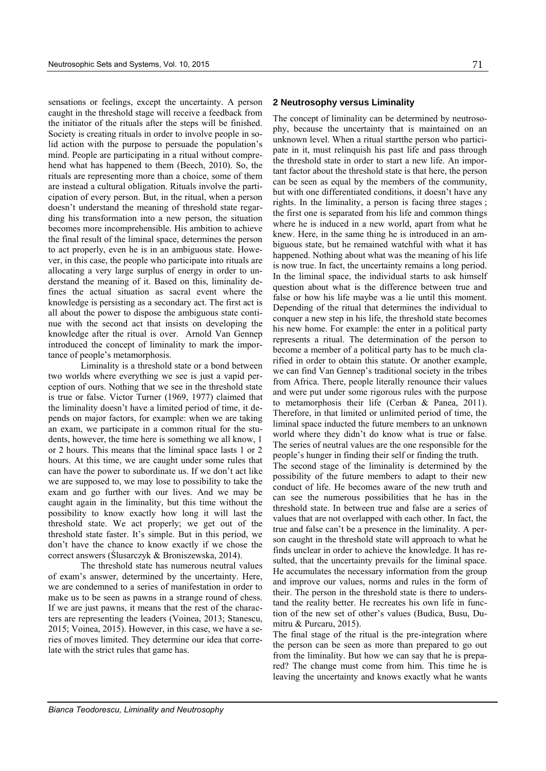sensations or feelings, except the uncertainty. A person caught in the threshold stage will receive a feedback from the initiator of the rituals after the steps will be finished. Society is creating rituals in order to involve people in solid action with the purpose to persuade the population's mind. People are participating in a ritual without comprehend what has happened to them (Beech, 2010). So, the rituals are representing more than a choice, some of them are instead a cultural obligation. Rituals involve the participation of every person. But, in the ritual, when a person doesn't understand the meaning of threshold state regarding his transformation into a new person, the situation becomes more incomprehensible. His ambition to achieve the final result of the liminal space, determines the person to act properly, even he is in an ambiguous state. However, in this case, the people who participate into rituals are allocating a very large surplus of energy in order to understand the meaning of it. Based on this, liminality defines the actual situation as sacral event where the knowledge is persisting as a secondary act. The first act is all about the power to dispose the ambiguous state continue with the second act that insists on developing the knowledge after the ritual is over. Arnold Van Gennep introduced the concept of liminality to mark the importance of people's metamorphosis.

Liminality is a threshold state or a bond between two worlds where everything we see is just a vapid perception of ours. Nothing that we see in the threshold state is true or false. Victor Turner (1969, 1977) claimed that the liminality doesn't have a limited period of time, it depends on major factors, for example: when we are taking an exam, we participate in a common ritual for the students, however, the time here is something we all know, 1 or 2 hours. This means that the liminal space lasts 1 or 2 hours. At this time, we are caught under some rules that can have the power to subordinate us. If we don't act like we are supposed to, we may lose to possibility to take the exam and go further with our lives. And we may be caught again in the liminality, but this time without the possibility to know exactly how long it will last the threshold state. We act properly; we get out of the threshold state faster. It's simple. But in this period, we don't have the chance to know exactly if we chose the correct answers (Ślusarczyk & Broniszewska, 2014).

The threshold state has numerous neutral values of exam's answer, determined by the uncertainty. Here, we are condemned to a series of manifestation in order to make us to be seen as pawns in a strange round of chess. If we are just pawns, it means that the rest of the characters are representing the leaders (Voinea, 2013; Stanescu, 2015; Voinea, 2015). However, in this case, we have a series of moves limited. They determine our idea that correlate with the strict rules that game has.

## 2 Neutrosophy versus Liminality

The concept of liminality can be determined by neutrosophy, because the uncertainty that is maintained on an unknown level. When a ritual startthe person who participate in it, must relinquish his past life and pass through the threshold state in order to start a new life. An important factor about the threshold state is that here, the person can be seen as equal by the members of the community, but with one differentiated conditions, it doesn't have any rights. In the liminality, a person is facing three stages ; the first one is separated from his life and common things where he is induced in a new world, apart from what he knew. Here, in the same thing he is introduced in an ambiguous state, but he remained watchful with what it has happened. Nothing about what was the meaning of his life is now true. In fact, the uncertainty remains a long period. In the liminal space, the individual starts to ask himself question about what is the difference between true and false or how his life maybe was a lie until this moment. Depending of the ritual that determines the individual to conquer a new step in his life, the threshold state becomes his new home. For example: the enter in a political party represents a ritual. The determination of the person to become a member of a political party has to be much clarified in order to obtain this statute. Or another example, we can find Van Gennep's traditional society in the tribes from Africa. There, people literally renounce their values and were put under some rigorous rules with the purpose to metamorphosis their life (Cerban & Panea, 2011). Therefore, in that limited or unlimited period of time, the liminal space inducted the future members to an unknown world where they didn't do know what is true or false. The series of neutral values are the one responsible for the people's hunger in finding their self or finding the truth.

The second stage of the liminality is determined by the possibility of the future members to adapt to their new conduct of life. He becomes aware of the new truth and can see the numerous possibilities that he has in the threshold state. In between true and false are a series of values that are not overlapped with each other. In fact, the true and false can't be a presence in the liminality. A person caught in the threshold state will approach to what he finds unclear in order to achieve the knowledge. It has resulted, that the uncertainty prevails for the liminal space. He accumulates the necessary information from the group and improve our values, norms and rules in the form of their. The person in the threshold state is there to understand the reality better. He recreates his own life in function of the new set of other's values (Budica, Busu, Dumitru & Purcaru, 2015).

The final stage of the ritual is the pre-integration where the person can be seen as more than prepared to go out from the liminality. But how we can say that he is prepared? The change must come from him. This time he is leaving the uncertainty and knows exactly what he wants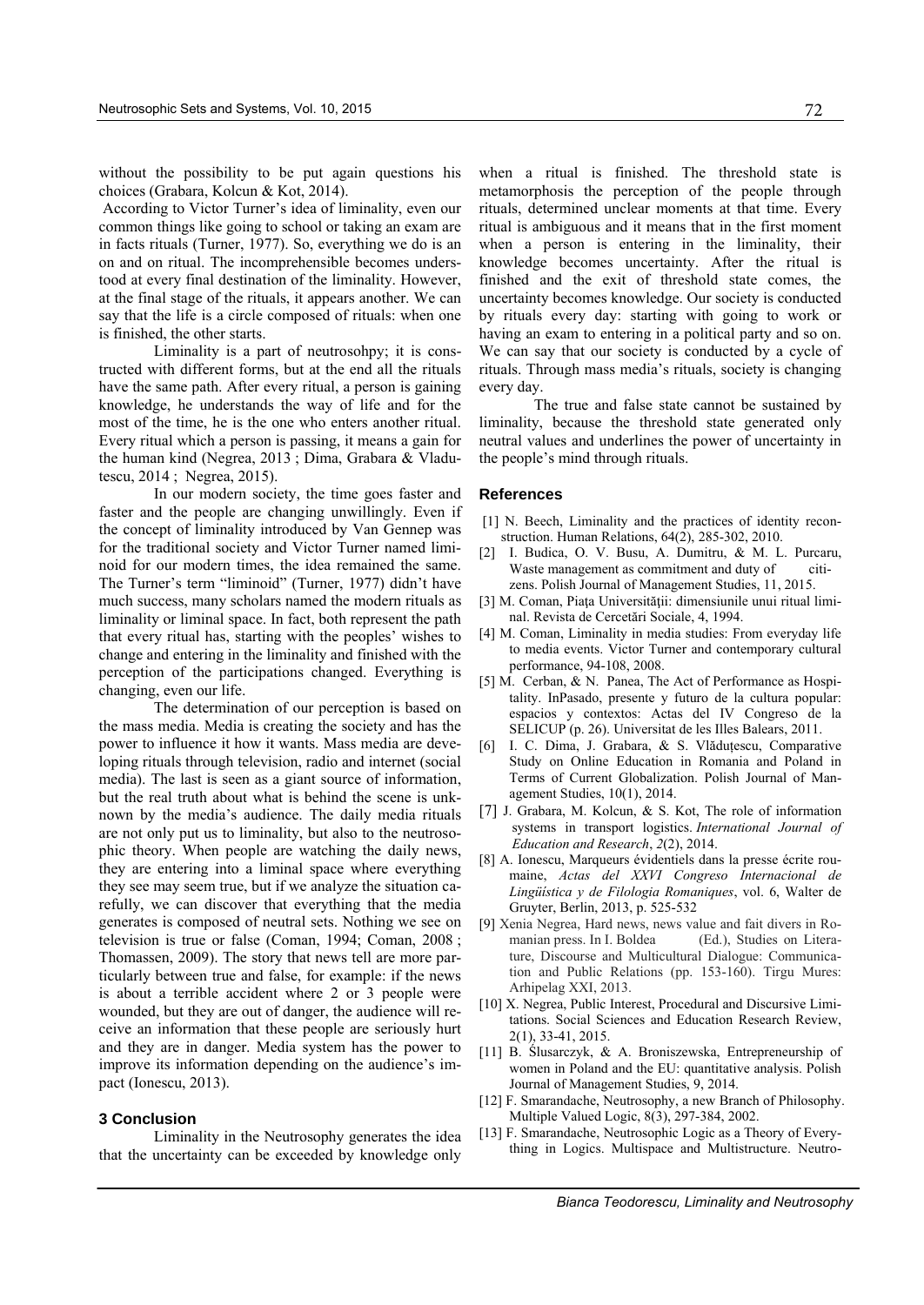without the possibility to be put again questions his choices (Grabara, Kolcun & Kot, 2014).

According to Victor Turner's idea of liminality, even our common things like going to school or taking an exam are in facts rituals (Turner, 1977). So, everything we do is an on and on ritual. The incomprehensible becomes understood at every final destination of the liminality. However, at the final stage of the rituals, it appears another. We can say that the life is a circle composed of rituals: when one is finished, the other starts.

Liminality is a part of neutrosohpy; it is constructed with different forms, but at the end all the rituals have the same path. After every ritual, a person is gaining knowledge, he understands the way of life and for the most of the time, he is the one who enters another ritual. Every ritual which a person is passing, it means a gain for the human kind (Negrea, 2013 ; Dima, Grabara & Vladutescu, 2014 ; Negrea, 2015).

In our modern society, the time goes faster and faster and the people are changing unwillingly. Even if the concept of liminality introduced by Van Gennep was for the traditional society and Victor Turner named liminoid for our modern times, the idea remained the same. The Turner's term "liminoid" (Turner, 1977) didn't have much success, many scholars named the modern rituals as liminality or liminal space. In fact, both represent the path that every ritual has, starting with the peoples' wishes to change and entering in the liminality and finished with the perception of the participations changed. Everything is changing, even our life.

The determination of our perception is based on the mass media. Media is creating the society and has the power to influence it how it wants. Mass media are developing rituals through television, radio and internet (social media). The last is seen as a giant source of information, but the real truth about what is behind the scene is unknown by the media's audience. The daily media rituals are not only put us to liminality, but also to the neutrosophic theory. When people are watching the daily news, they are entering into a liminal space where everything they see may seem true, but if we analyze the situation carefully, we can discover that everything that the media generates is composed of neutral sets. Nothing we see on television is true or false (Coman, 1994; Coman, 2008 ; Thomassen, 2009). The story that news tell are more particularly between true and false, for example: if the news is about a terrible accident where 2 or 3 people were wounded, but they are out of danger, the audience will receive an information that these people are seriously hurt and they are in danger. Media system has the power to improve its information depending on the audience's impact (Ionescu, 2013).

## 3 Conclusion

Liminality in the Neutrosophy generates the idea that the uncertainty can be exceeded by knowledge only when a ritual is finished. The threshold state is metamorphosis the perception of the people through rituals, determined unclear moments at that time. Every ritual is ambiguous and it means that in the first moment when a person is entering in the liminality, their knowledge becomes uncertainty. After the ritual is finished and the exit of threshold state comes, the uncertainty becomes knowledge. Our society is conducted by rituals every day: starting with going to work or having an exam to entering in a political party and so on. We can say that our society is conducted by a cycle of rituals. Through mass media's rituals, society is changing every day.

The true and false state cannot be sustained by liminality, because the threshold state generated only neutral values and underlines the power of uncertainty in the people's mind through rituals.

## References

[1] N. Beech, Liminality and the practices of identity reconstruction. Human Relations, 64(2), 285-302, 2010.

[2] I. Budica, O. V. Busu, A. Dumitru, & M. L. Purcaru, Waste management as commitment and duty of citizens. Polish Journal of Management Studies, 11, 2015.

[3] M. Coman, Piața Universității: dimensiunile unui ritual liminal. Revista de Cercetări Sociale, 4, 1994.

[4] M. Coman, Liminality in media studies: From everyday life to media events. Victor Turner and contemporary cultural performance, 94-108, 2008.

[5] M. Cerban, & N. Panea, The Act of Performance as Hospitality. InPasado, presente y futuro de la cultura popular: espacios y contextos: Actas del IV Congreso de la SELICUP (p. 26). Universitat de les Illes Balears, 2011.

[6] I. C. Dima, J. Grabara, & S. Vlăduțescu, Comparative Study on Online Education in Romania and Poland in Terms of Current Globalization. Polish Journal of Management Studies, 10(1), 2014.

[7] J. Grabara, M. Kolcun, & S. Kot, The role of information systems in transport logistics. *International Journal of Education and Research*, *2*(2), 2014.

[8] A. Ionescu, Marqueurs évidentiels dans la presse écrite roumaine, *Actas del XXVI Congreso Internacional de Lingüística y de Filologia Romaniques*, vol. 6, Walter de Gruyter, Berlin, 2013, p. 525-532

[9] Xenia Negrea, Hard news, news value and fait divers in Romanian press. In I. Boldea (Ed.), Studies on Literature, Discourse and Multicultural Dialogue: Communication and Public Relations (pp. 153-160). Tirgu Mures: Arhipelag XXI, 2013.

[10] X. Negrea, Public Interest, Procedural and Discursive Limitations. Social Sciences and Education Research Review, 2(1), 33-41, 2015.

[11] B. Ślusarczyk, & A. Broniszewska, Entrepreneurship of women in Poland and the EU: quantitative analysis. Polish Journal of Management Studies, 9, 2014.

[12] F. Smarandache, Neutrosophy, a new Branch of Philosophy. Multiple Valued Logic, 8(3), 297-384, 2002.

[13] F. Smarandache, Neutrosophic Logic as a Theory of Everything in Logics. Multispace and Multistructure. Neutro-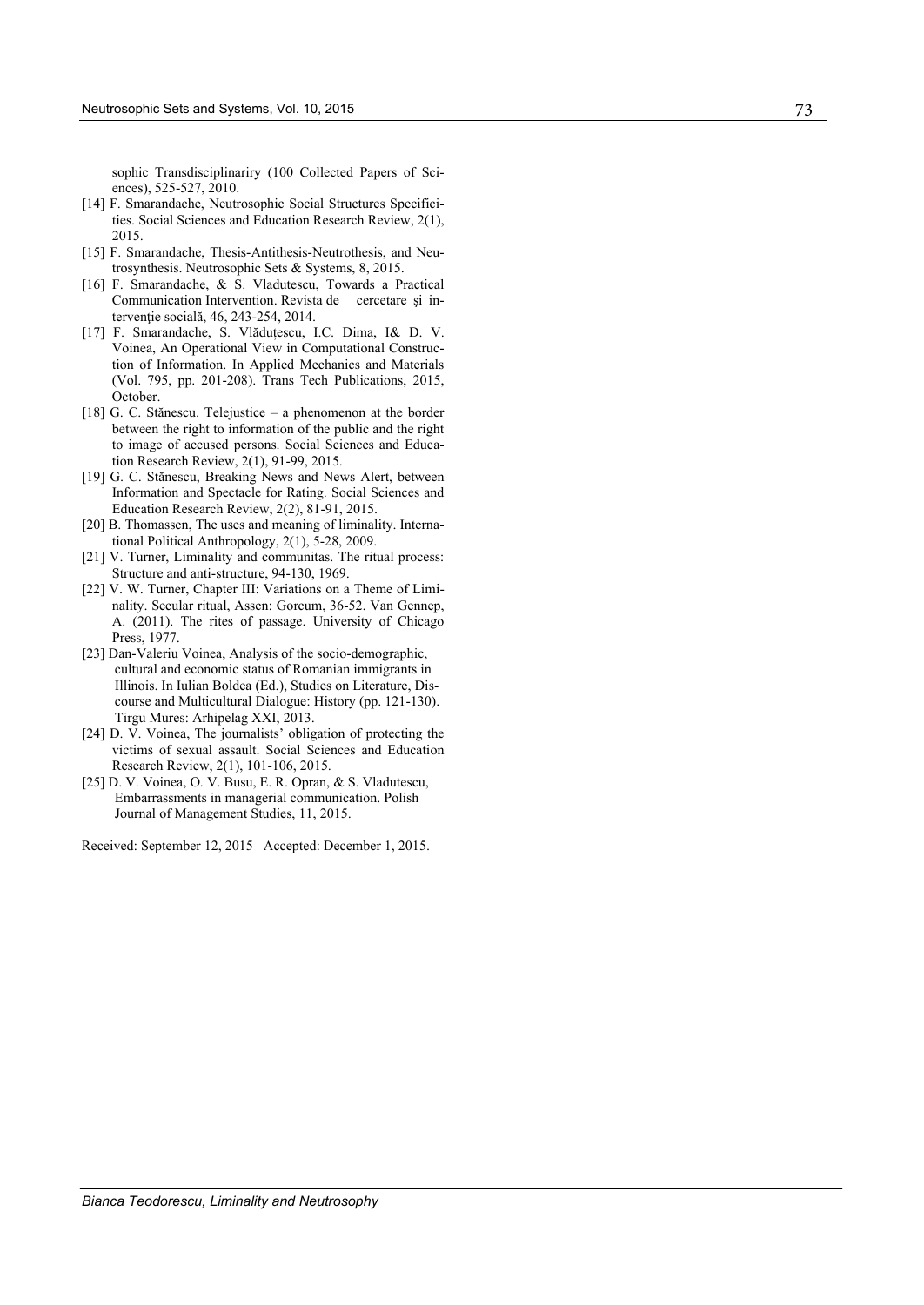sophic Transdisciplinariry (100 Collected Papers of Sciences), 525-527, 2010.

[14] F. Smarandache, Neutrosophic Social Structures Specificities. Social Sciences and Education Research Review, 2(1), 2015.

[15] F. Smarandache, Thesis-Antithesis-Neutrothesis, and Neutrosynthesis. Neutrosophic Sets & Systems, 8, 2015.

[16] F. Smarandache, & S. Vladutescu, Towards a Practical Communication Intervention. Revista de cercetare şi intervenţie socială, 46, 243-254, 2014.

[17] F. Smarandache, S. Vlăduţescu, I.C. Dima, I& D. V. Voinea, An Operational View in Computational Construction of Information. In Applied Mechanics and Materials (Vol. 795, pp. 201-208). Trans Tech Publications, 2015, October.

[18] G. C. Stănescu. Telejustice – a phenomenon at the border between the right to information of the public and the right to image of accused persons. Social Sciences and Education Research Review, 2(1), 91-99, 2015.

[19] G. C. Stănescu, Breaking News and News Alert, between Information and Spectacle for Rating. Social Sciences and Education Research Review, 2(2), 81-91, 2015.

[20] B. Thomassen, The uses and meaning of liminality. International Political Anthropology, 2(1), 5-28, 2009.

[21] V. Turner, Liminality and communitas. The ritual process: Structure and anti-structure, 94-130, 1969.

[22] V. W. Turner, Chapter III: Variations on a Theme of Liminality. Secular ritual, Assen: Gorcum, 36-52. Van Gennep, A. (2011). The rites of passage. University of Chicago Press, 1977.

[23] Dan-Valeriu Voinea, Analysis of the socio-demographic, cultural and economic status of Romanian immigrants in Illinois. In Iulian Boldea (Ed.), Studies on Literature, Discourse and Multicultural Dialogue: History (pp. 121-130). Tirgu Mures: Arhipelag XXI, 2013.

[24] D. V. Voinea, The journalists' obligation of protecting the victims of sexual assault. Social Sciences and Education Research Review, 2(1), 101-106, 2015.

[25] D. V. Voinea, O. V. Busu, E. R. Opran, & S. Vladutescu, Embarrassments in managerial communication. Polish Journal of Management Studies, 11, 2015.

Received: September 12, 2015 Accepted: December 1, 2015.